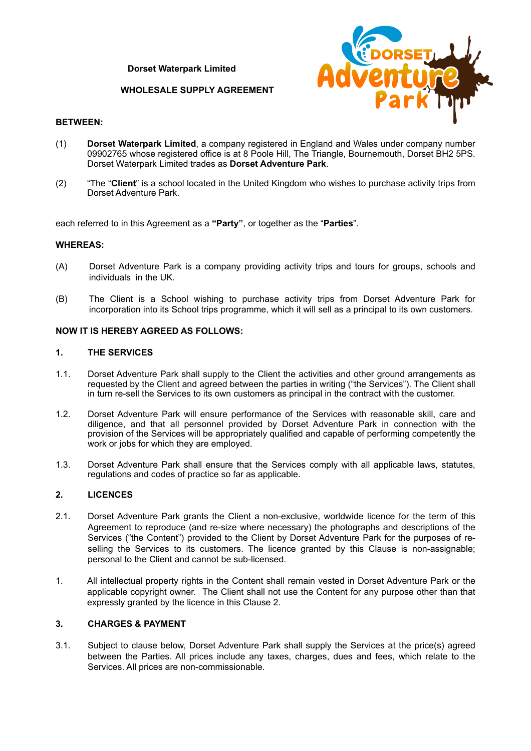**Dorset Waterpark Limited**

**WHOLESALE SUPPLY AGREEMENT**

**BETWEEN:**

(1) **Dorset Waterpark Limited**, a company registered in England and Wales under company number 09902765 whose registered office is at 8 Poole Hill, The Triangle, Bournemouth, Dorset BH2 5PS. Dorset Waterpark Limited trades as **Dorset Adventure Park**.

(2) "The "**Client**" is a school located in the United Kingdom who wishes to purchase activity trips from Dorset Adventure Park.

each referred to in this Agreement as a **"Party"**, or together as the "**Parties**".

**WHEREAS:**

(A) Dorset Adventure Park is a company providing activity trips and tours for groups, schools and individuals in the UK.

(B) The Client is a School wishing to purchase activity trips from Dorset Adventure Park for incorporation into its School trips programme, which it will sell as a principal to its own customers.

**NOW IT IS HEREBY AGREED AS FOLLOWS:**

**1. THE SERVICES**

1.1. Dorset Adventure Park shall supply to the Client the activities and other ground arrangements as requested by the Client and agreed between the parties in writing ("the Services"). The Client shall in turn re-sell the Services to its own customers as principal in the contract with the customer.

1.2. Dorset Adventure Park will ensure performance of the Services with reasonable skill, care and diligence, and that all personnel provided by Dorset Adventure Park in connection with the provision of the Services will be appropriately qualified and capable of performing competently the work or jobs for which they are employed.

1.3. Dorset Adventure Park shall ensure that the Services comply with all applicable laws, statutes, regulations and codes of practice so far as applicable.

**2. LICENCES**

2.1. Dorset Adventure Park grants the Client a non-exclusive, worldwide licence for the term of this Agreement to reproduce (and re-size where necessary) the photographs and descriptions of the Services ("the Content") provided to the Client by Dorset Adventure Park for the purposes of re-selling the Services to its customers. The licence granted by this Clause is non-assignable; personal to the Client and cannot be sub-licensed.

1. All intellectual property rights in the Content shall remain vested in Dorset Adventure Park or the applicable copyright owner. The Client shall not use the Content for any purpose other than that expressly granted by the licence in this Clause 2.

**3. CHARGES & PAYMENT**

3.1. Subject to clause below, Dorset Adventure Park shall supply the Services at the price(s) agreed between the Parties. All prices include any taxes, charges, dues and fees, which relate to the Services. All prices are non-commissionable.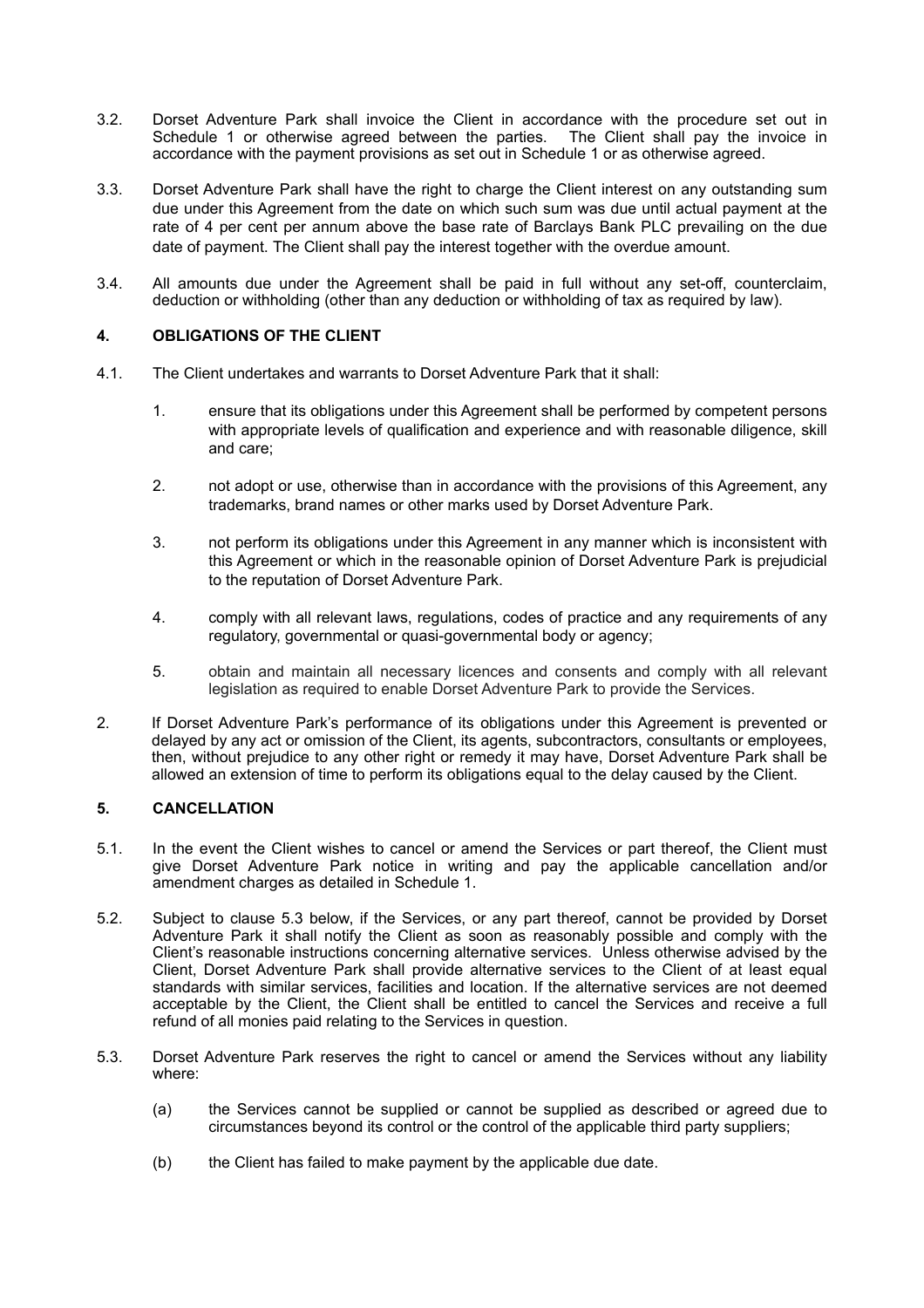3.2. Dorset Adventure Park shall invoice the Client in accordance with the procedure set out in Schedule 1 or otherwise agreed between the parties. The Client shall pay the invoice in accordance with the payment provisions as set out in Schedule 1 or as otherwise agreed.

3.3. Dorset Adventure Park shall have the right to charge the Client interest on any outstanding sum due under this Agreement from the date on which such sum was due until actual payment at the rate of 4 per cent per annum above the base rate of Barclays Bank PLC prevailing on the due date of payment. The Client shall pay the interest together with the overdue amount.

3.4. All amounts due under the Agreement shall be paid in full without any set-off, counterclaim, deduction or withholding (other than any deduction or withholding of tax as required by law).

## 4. OBLIGATIONS OF THE CLIENT

4.1. The Client undertakes and warrants to Dorset Adventure Park that it shall:

1. ensure that its obligations under this Agreement shall be performed by competent persons with appropriate levels of qualification and experience and with reasonable diligence, skill and care;

2. not adopt or use, otherwise than in accordance with the provisions of this Agreement, any trademarks, brand names or other marks used by Dorset Adventure Park.

3. not perform its obligations under this Agreement in any manner which is inconsistent with this Agreement or which in the reasonable opinion of Dorset Adventure Park is prejudicial to the reputation of Dorset Adventure Park.

4. comply with all relevant laws, regulations, codes of practice and any requirements of any regulatory, governmental or quasi-governmental body or agency;

5. obtain and maintain all necessary licences and consents and comply with all relevant legislation as required to enable Dorset Adventure Park to provide the Services.

2. If Dorset Adventure Park's performance of its obligations under this Agreement is prevented or delayed by any act or omission of the Client, its agents, subcontractors, consultants or employees, then, without prejudice to any other right or remedy it may have, Dorset Adventure Park shall be allowed an extension of time to perform its obligations equal to the delay caused by the Client.

## 5. CANCELLATION

5.1. In the event the Client wishes to cancel or amend the Services or part thereof, the Client must give Dorset Adventure Park notice in writing and pay the applicable cancellation and/or amendment charges as detailed in Schedule 1.

5.2. Subject to clause 5.3 below, if the Services, or any part thereof, cannot be provided by Dorset Adventure Park it shall notify the Client as soon as reasonably possible and comply with the Client's reasonable instructions concerning alternative services. Unless otherwise advised by the Client, Dorset Adventure Park shall provide alternative services to the Client of at least equal standards with similar services, facilities and location. If the alternative services are not deemed acceptable by the Client, the Client shall be entitled to cancel the Services and receive a full refund of all monies paid relating to the Services in question.

5.3. Dorset Adventure Park reserves the right to cancel or amend the Services without any liability where:

(a) the Services cannot be supplied or cannot be supplied as described or agreed due to circumstances beyond its control or the control of the applicable third party suppliers;

(b) the Client has failed to make payment by the applicable due date.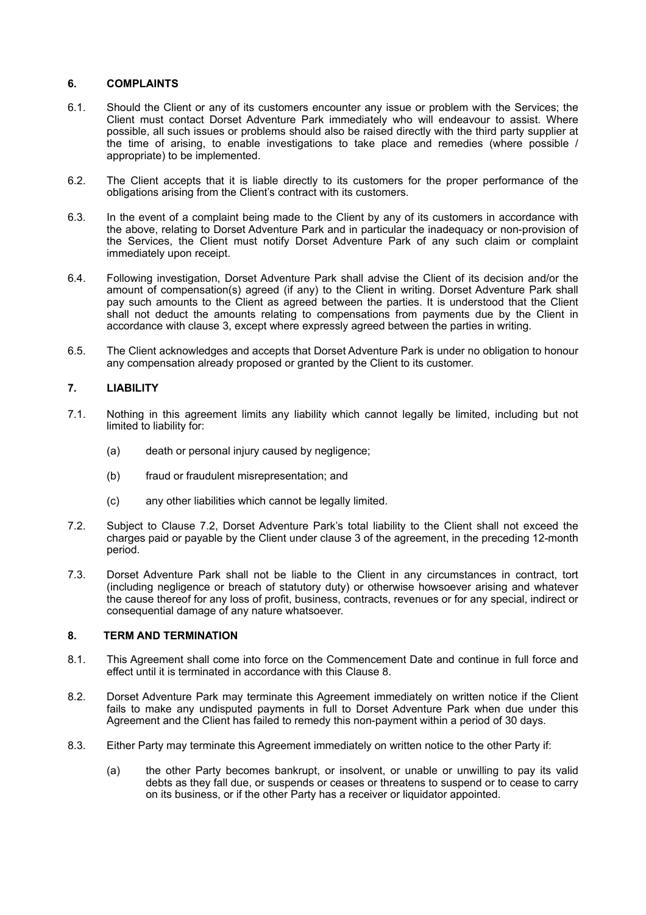## 6. COMPLAINTS

6.1. Should the Client or any of its customers encounter any issue or problem with the Services; the Client must contact Dorset Adventure Park immediately who will endeavour to assist. Where possible, all such issues or problems should also be raised directly with the third party supplier at the time of arising, to enable investigations to take place and remedies (where possible / appropriate) to be implemented.

6.2. The Client accepts that it is liable directly to its customers for the proper performance of the obligations arising from the Client's contract with its customers.

6.3. In the event of a complaint being made to the Client by any of its customers in accordance with the above, relating to Dorset Adventure Park and in particular the inadequacy or non-provision of the Services, the Client must notify Dorset Adventure Park of any such claim or complaint immediately upon receipt.

6.4. Following investigation, Dorset Adventure Park shall advise the Client of its decision and/or the amount of compensation(s) agreed (if any) to the Client in writing. Dorset Adventure Park shall pay such amounts to the Client as agreed between the parties. It is understood that the Client shall not deduct the amounts relating to compensations from payments due by the Client in accordance with clause 3, except where expressly agreed between the parties in writing.

6.5. The Client acknowledges and accepts that Dorset Adventure Park is under no obligation to honour any compensation already proposed or granted by the Client to its customer.

## 7. LIABILITY

7.1. Nothing in this agreement limits any liability which cannot legally be limited, including but not limited to liability for:

(a) death or personal injury caused by negligence;

(b) fraud or fraudulent misrepresentation; and

(c) any other liabilities which cannot be legally limited.

7.2. Subject to Clause 7.2, Dorset Adventure Park's total liability to the Client shall not exceed the charges paid or payable by the Client under clause 3 of the agreement, in the preceding 12-month period.

7.3. Dorset Adventure Park shall not be liable to the Client in any circumstances in contract, tort (including negligence or breach of statutory duty) or otherwise howsoever arising and whatever the cause thereof for any loss of profit, business, contracts, revenues or for any special, indirect or consequential damage of any nature whatsoever.

## 8. TERM AND TERMINATION

8.1. This Agreement shall come into force on the Commencement Date and continue in full force and effect until it is terminated in accordance with this Clause 8.

8.2. Dorset Adventure Park may terminate this Agreement immediately on written notice if the Client fails to make any undisputed payments in full to Dorset Adventure Park when due under this Agreement and the Client has failed to remedy this non-payment within a period of 30 days.

8.3. Either Party may terminate this Agreement immediately on written notice to the other Party if:

(a) the other Party becomes bankrupt, or insolvent, or unable or unwilling to pay its valid debts as they fall due, or suspends or ceases or threatens to suspend or to cease to carry on its business, or if the other Party has a receiver or liquidator appointed.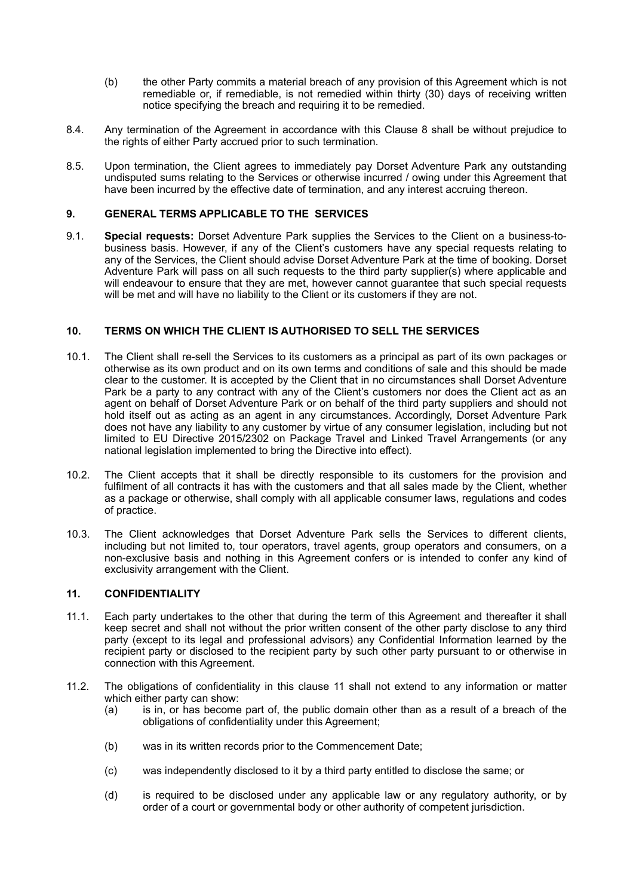(b) the other Party commits a material breach of any provision of this Agreement which is not remediable or, if remediable, is not remedied within thirty (30) days of receiving written notice specifying the breach and requiring it to be remedied.

8.4. Any termination of the Agreement in accordance with this Clause 8 shall be without prejudice to the rights of either Party accrued prior to such termination.

8.5. Upon termination, the Client agrees to immediately pay Dorset Adventure Park any outstanding undisputed sums relating to the Services or otherwise incurred / owing under this Agreement that have been incurred by the effective date of termination, and any interest accruing thereon.

## 9. GENERAL TERMS APPLICABLE TO THE SERVICES

9.1. **Special requests:** Dorset Adventure Park supplies the Services to the Client on a business-to-business basis. However, if any of the Client's customers have any special requests relating to any of the Services, the Client should advise Dorset Adventure Park at the time of booking. Dorset Adventure Park will pass on all such requests to the third party supplier(s) where applicable and will endeavour to ensure that they are met, however cannot guarantee that such special requests will be met and will have no liability to the Client or its customers if they are not.

## 10. TERMS ON WHICH THE CLIENT IS AUTHORISED TO SELL THE SERVICES

10.1. The Client shall re-sell the Services to its customers as a principal as part of its own packages or otherwise as its own product and on its own terms and conditions of sale and this should be made clear to the customer. It is accepted by the Client that in no circumstances shall Dorset Adventure Park be a party to any contract with any of the Client's customers nor does the Client act as an agent on behalf of Dorset Adventure Park or on behalf of the third party suppliers and should not hold itself out as acting as an agent in any circumstances. Accordingly, Dorset Adventure Park does not have any liability to any customer by virtue of any consumer legislation, including but not limited to EU Directive 2015/2302 on Package Travel and Linked Travel Arrangements (or any national legislation implemented to bring the Directive into effect).

10.2. The Client accepts that it shall be directly responsible to its customers for the provision and fulfilment of all contracts it has with the customers and that all sales made by the Client, whether as a package or otherwise, shall comply with all applicable consumer laws, regulations and codes of practice.

10.3. The Client acknowledges that Dorset Adventure Park sells the Services to different clients, including but not limited to, tour operators, travel agents, group operators and consumers, on a non-exclusive basis and nothing in this Agreement confers or is intended to confer any kind of exclusivity arrangement with the Client.

## 11. CONFIDENTIALITY

11.1. Each party undertakes to the other that during the term of this Agreement and thereafter it shall keep secret and shall not without the prior written consent of the other party disclose to any third party (except to its legal and professional advisors) any Confidential Information learned by the recipient party or disclosed to the recipient party by such other party pursuant to or otherwise in connection with this Agreement.

11.2. The obligations of confidentiality in this clause 11 shall not extend to any information or matter which either party can show:

(a) is in, or has become part of, the public domain other than as a result of a breach of the obligations of confidentiality under this Agreement;

(b) was in its written records prior to the Commencement Date;

(c) was independently disclosed to it by a third party entitled to disclose the same; or

(d) is required to be disclosed under any applicable law or any regulatory authority, or by order of a court or governmental body or other authority of competent jurisdiction.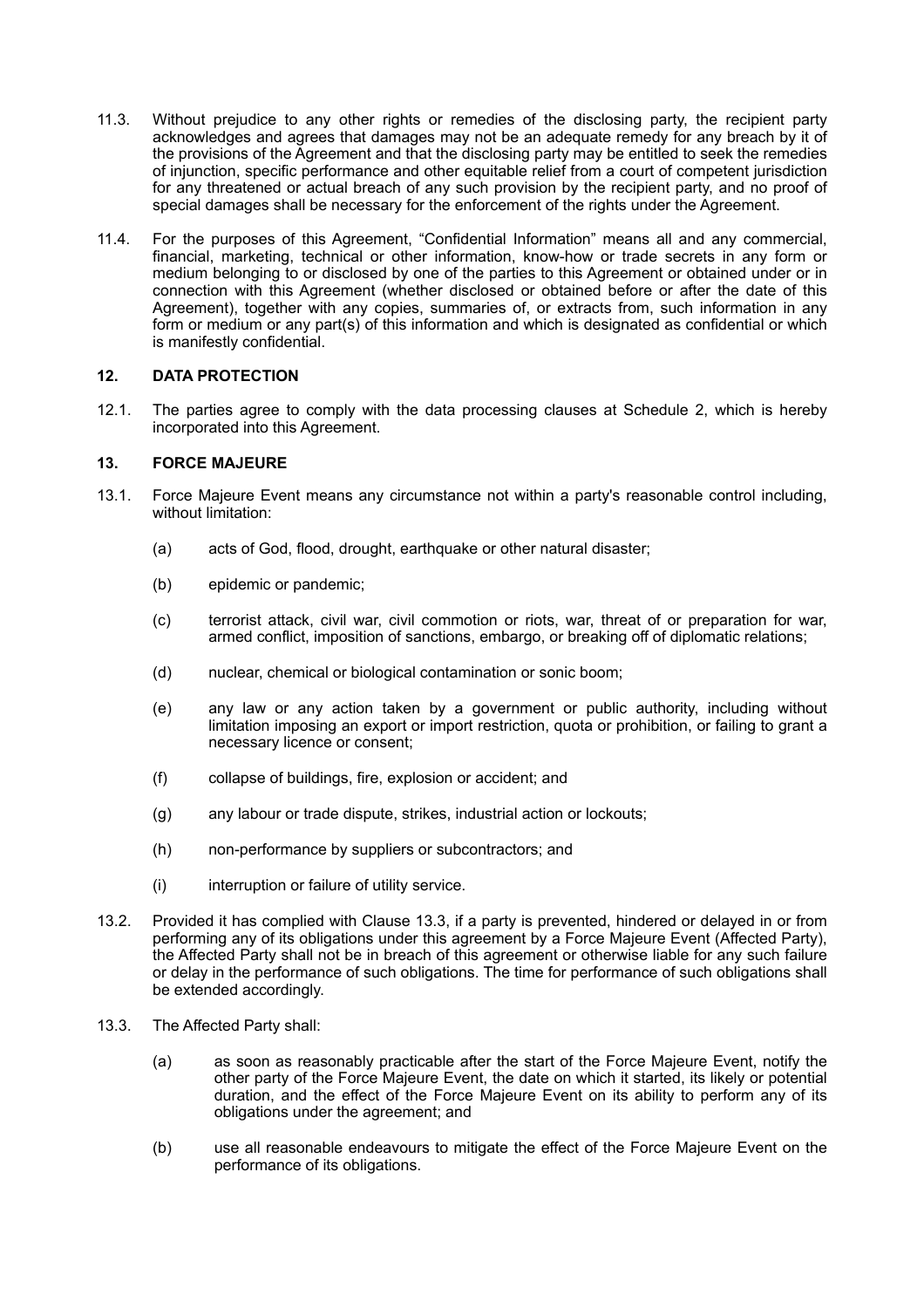11.3. Without prejudice to any other rights or remedies of the disclosing party, the recipient party acknowledges and agrees that damages may not be an adequate remedy for any breach by it of the provisions of the Agreement and that the disclosing party may be entitled to seek the remedies of injunction, specific performance and other equitable relief from a court of competent jurisdiction for any threatened or actual breach of any such provision by the recipient party, and no proof of special damages shall be necessary for the enforcement of the rights under the Agreement.

11.4. For the purposes of this Agreement, "Confidential Information" means all and any commercial, financial, marketing, technical or other information, know-how or trade secrets in any form or medium belonging to or disclosed by one of the parties to this Agreement or obtained under or in connection with this Agreement (whether disclosed or obtained before or after the date of this Agreement), together with any copies, summaries of, or extracts from, such information in any form or medium or any part(s) of this information and which is designated as confidential or which is manifestly confidential.

## 12. DATA PROTECTION

12.1. The parties agree to comply with the data processing clauses at Schedule 2, which is hereby incorporated into this Agreement.

## 13. FORCE MAJEURE

13.1. Force Majeure Event means any circumstance not within a party's reasonable control including, without limitation:

(a) acts of God, flood, drought, earthquake or other natural disaster;

(b) epidemic or pandemic;

(c) terrorist attack, civil war, civil commotion or riots, war, threat of or preparation for war, armed conflict, imposition of sanctions, embargo, or breaking off of diplomatic relations;

(d) nuclear, chemical or biological contamination or sonic boom;

(e) any law or any action taken by a government or public authority, including without limitation imposing an export or import restriction, quota or prohibition, or failing to grant a necessary licence or consent;

(f) collapse of buildings, fire, explosion or accident; and

(g) any labour or trade dispute, strikes, industrial action or lockouts;

(h) non-performance by suppliers or subcontractors; and

(i) interruption or failure of utility service.

13.2. Provided it has complied with Clause 13.3, if a party is prevented, hindered or delayed in or from performing any of its obligations under this agreement by a Force Majeure Event (Affected Party), the Affected Party shall not be in breach of this agreement or otherwise liable for any such failure or delay in the performance of such obligations. The time for performance of such obligations shall be extended accordingly.

13.3. The Affected Party shall:

(a) as soon as reasonably practicable after the start of the Force Majeure Event, notify the other party of the Force Majeure Event, the date on which it started, its likely or potential duration, and the effect of the Force Majeure Event on its ability to perform any of its obligations under the agreement; and

(b) use all reasonable endeavours to mitigate the effect of the Force Majeure Event on the performance of its obligations.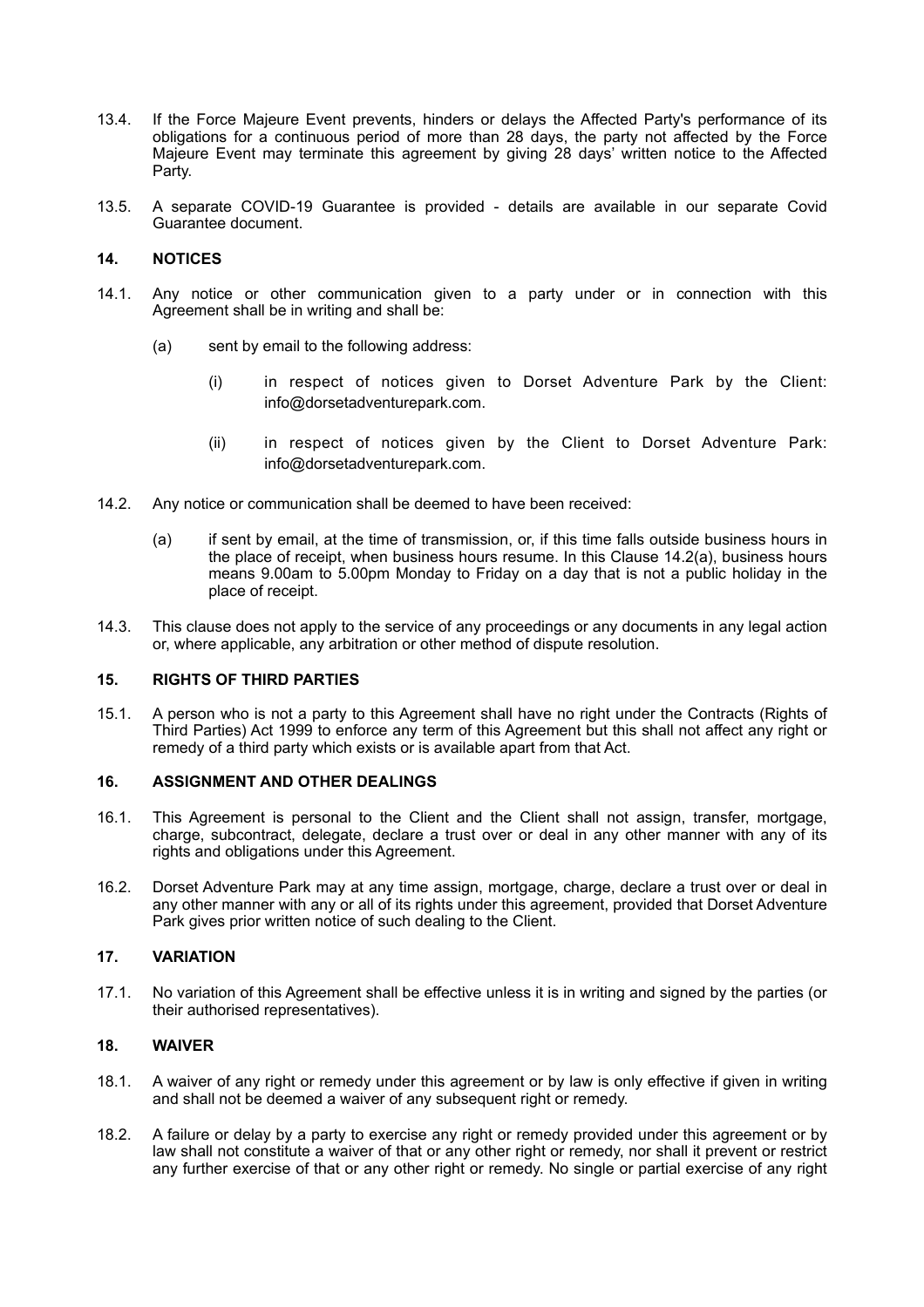13.4. If the Force Majeure Event prevents, hinders or delays the Affected Party's performance of its obligations for a continuous period of more than 28 days, the party not affected by the Force Majeure Event may terminate this agreement by giving 28 days' written notice to the Affected Party.

13.5. A separate COVID-19 Guarantee is provided - details are available in our separate Covid Guarantee document.

## 14. NOTICES

14.1. Any notice or other communication given to a party under or in connection with this Agreement shall be in writing and shall be:

(a) sent by email to the following address:

(i) in respect of notices given to Dorset Adventure Park by the Client: info@dorsetadventurepark.com.

(ii) in respect of notices given by the Client to Dorset Adventure Park: info@dorsetadventurepark.com.

14.2. Any notice or communication shall be deemed to have been received:

(a) if sent by email, at the time of transmission, or, if this time falls outside business hours in the place of receipt, when business hours resume. In this Clause 14.2(a), business hours means 9.00am to 5.00pm Monday to Friday on a day that is not a public holiday in the place of receipt.

14.3. This clause does not apply to the service of any proceedings or any documents in any legal action or, where applicable, any arbitration or other method of dispute resolution.

## 15. RIGHTS OF THIRD PARTIES

15.1. A person who is not a party to this Agreement shall have no right under the Contracts (Rights of Third Parties) Act 1999 to enforce any term of this Agreement but this shall not affect any right or remedy of a third party which exists or is available apart from that Act.

## 16. ASSIGNMENT AND OTHER DEALINGS

16.1. This Agreement is personal to the Client and the Client shall not assign, transfer, mortgage, charge, subcontract, delegate, declare a trust over or deal in any other manner with any of its rights and obligations under this Agreement.

16.2. Dorset Adventure Park may at any time assign, mortgage, charge, declare a trust over or deal in any other manner with any or all of its rights under this agreement, provided that Dorset Adventure Park gives prior written notice of such dealing to the Client.

## 17. VARIATION

17.1. No variation of this Agreement shall be effective unless it is in writing and signed by the parties (or their authorised representatives).

## 18. WAIVER

18.1. A waiver of any right or remedy under this agreement or by law is only effective if given in writing and shall not be deemed a waiver of any subsequent right or remedy.

18.2. A failure or delay by a party to exercise any right or remedy provided under this agreement or by law shall not constitute a waiver of that or any other right or remedy, nor shall it prevent or restrict any further exercise of that or any other right or remedy. No single or partial exercise of any right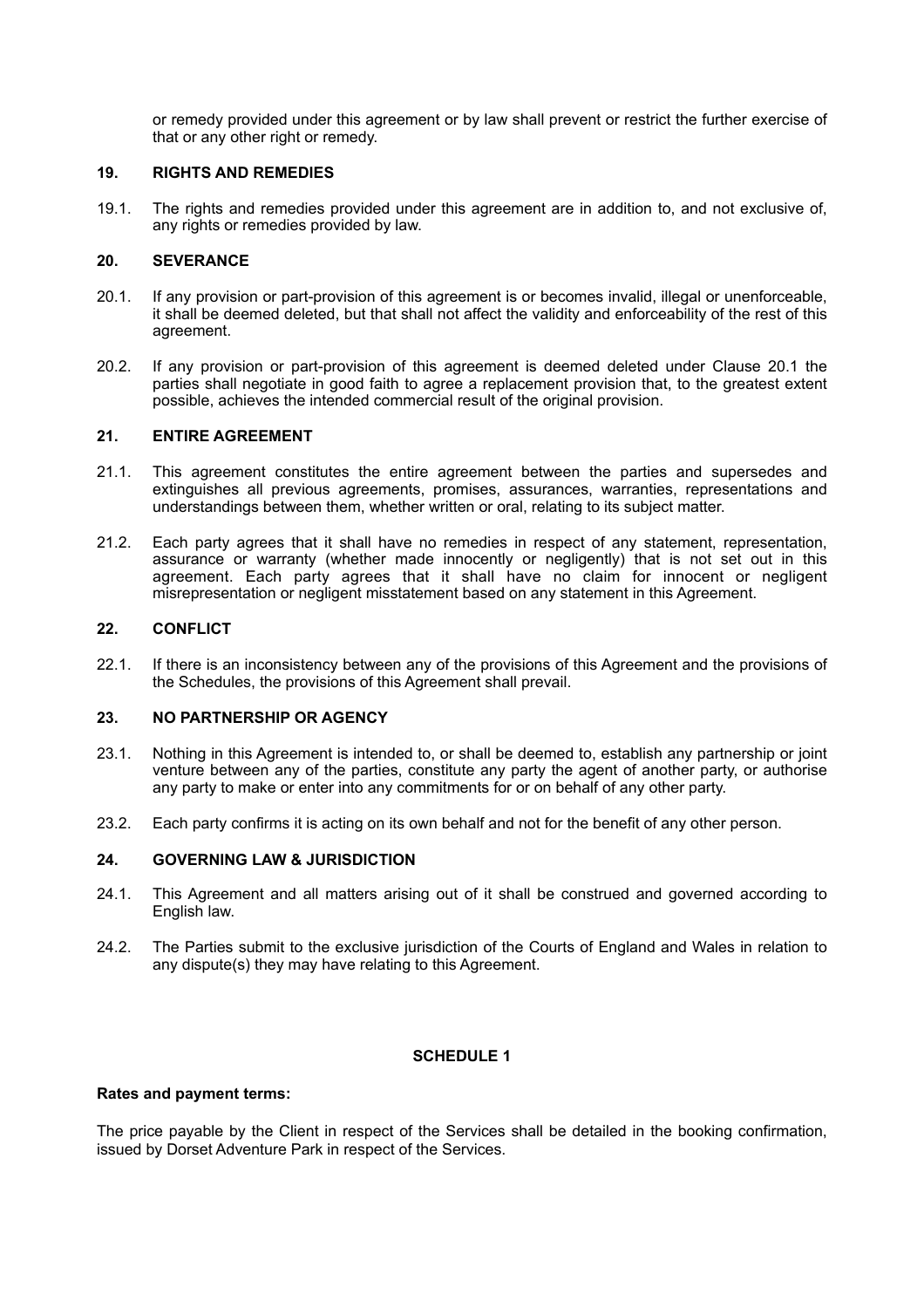or remedy provided under this agreement or by law shall prevent or restrict the further exercise of that or any other right or remedy.

## 19. RIGHTS AND REMEDIES

19.1. The rights and remedies provided under this agreement are in addition to, and not exclusive of, any rights or remedies provided by law.

## 20. SEVERANCE

20.1. If any provision or part-provision of this agreement is or becomes invalid, illegal or unenforceable, it shall be deemed deleted, but that shall not affect the validity and enforceability of the rest of this agreement.

20.2. If any provision or part-provision of this agreement is deemed deleted under Clause 20.1 the parties shall negotiate in good faith to agree a replacement provision that, to the greatest extent possible, achieves the intended commercial result of the original provision.

## 21. ENTIRE AGREEMENT

21.1. This agreement constitutes the entire agreement between the parties and supersedes and extinguishes all previous agreements, promises, assurances, warranties, representations and understandings between them, whether written or oral, relating to its subject matter.

21.2. Each party agrees that it shall have no remedies in respect of any statement, representation, assurance or warranty (whether made innocently or negligently) that is not set out in this agreement. Each party agrees that it shall have no claim for innocent or negligent misrepresentation or negligent misstatement based on any statement in this Agreement.

## 22. CONFLICT

22.1. If there is an inconsistency between any of the provisions of this Agreement and the provisions of the Schedules, the provisions of this Agreement shall prevail.

## 23. NO PARTNERSHIP OR AGENCY

23.1. Nothing in this Agreement is intended to, or shall be deemed to, establish any partnership or joint venture between any of the parties, constitute any party the agent of another party, or authorise any party to make or enter into any commitments for or on behalf of any other party.

23.2. Each party confirms it is acting on its own behalf and not for the benefit of any other person.

## 24. GOVERNING LAW & JURISDICTION

24.1. This Agreement and all matters arising out of it shall be construed and governed according to English law.

24.2. The Parties submit to the exclusive jurisdiction of the Courts of England and Wales in relation to any dispute(s) they may have relating to this Agreement.

## SCHEDULE 1

**Rates and payment terms:**

The price payable by the Client in respect of the Services shall be detailed in the booking confirmation, issued by Dorset Adventure Park in respect of the Services.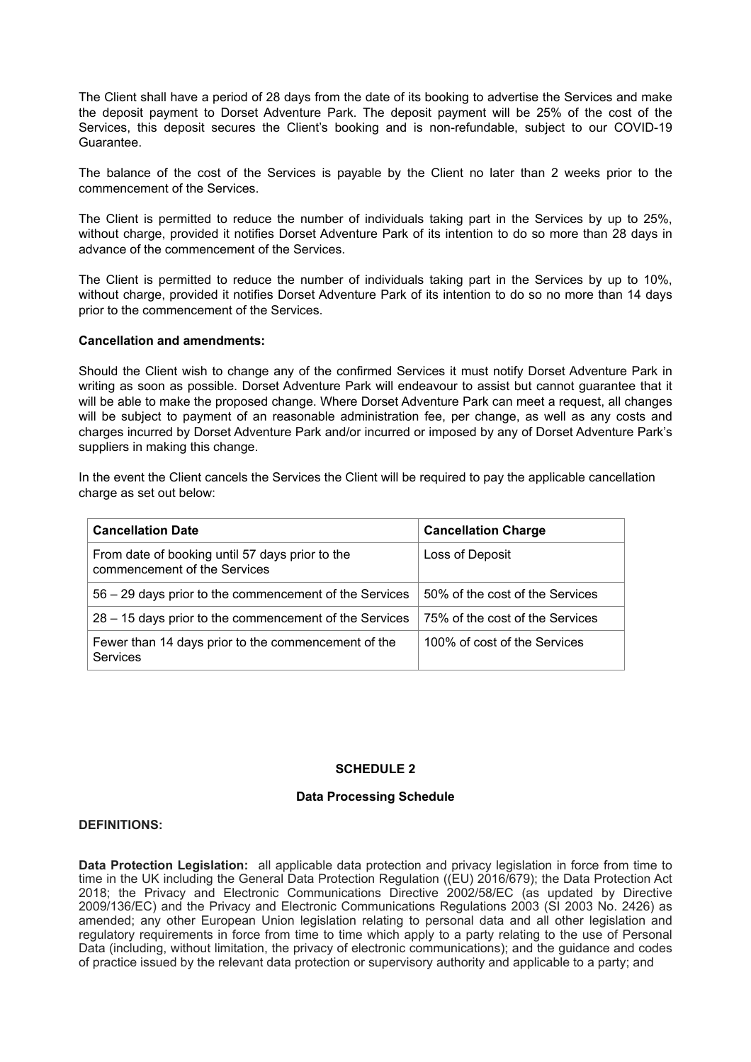The Client shall have a period of 28 days from the date of its booking to advertise the Services and make the deposit payment to Dorset Adventure Park. The deposit payment will be 25% of the cost of the Services, this deposit secures the Client's booking and is non-refundable, subject to our COVID-19 Guarantee.

The balance of the cost of the Services is payable by the Client no later than 2 weeks prior to the commencement of the Services.

The Client is permitted to reduce the number of individuals taking part in the Services by up to 25%, without charge, provided it notifies Dorset Adventure Park of its intention to do so more than 28 days in advance of the commencement of the Services.

The Client is permitted to reduce the number of individuals taking part in the Services by up to 10%, without charge, provided it notifies Dorset Adventure Park of its intention to do so no more than 14 days prior to the commencement of the Services.

**Cancellation and amendments:**

Should the Client wish to change any of the confirmed Services it must notify Dorset Adventure Park in writing as soon as possible. Dorset Adventure Park will endeavour to assist but cannot guarantee that it will be able to make the proposed change. Where Dorset Adventure Park can meet a request, all changes will be subject to payment of an reasonable administration fee, per change, as well as any costs and charges incurred by Dorset Adventure Park and/or incurred or imposed by any of Dorset Adventure Park's suppliers in making this change.

In the event the Client cancels the Services the Client will be required to pay the applicable cancellation charge as set out below:

| Cancellation Date | Cancellation Charge |
|---|---|
| From date of booking until 57 days prior to the commencement of the Services | Loss of Deposit |
| 56 – 29 days prior to the commencement of the Services | 50% of the cost of the Services |
| 28 – 15 days prior to the commencement of the Services | 75% of the cost of the Services |
| Fewer than 14 days prior to the commencement of the Services | 100% of cost of the Services |

## SCHEDULE 2

### Data Processing Schedule

**DEFINITIONS:**

**Data Protection Legislation:** all applicable data protection and privacy legislation in force from time to time in the UK including the General Data Protection Regulation ((EU) 2016/679); the Data Protection Act 2018; the Privacy and Electronic Communications Directive 2002/58/EC (as updated by Directive 2009/136/EC) and the Privacy and Electronic Communications Regulations 2003 (SI 2003 No. 2426) as amended; any other European Union legislation relating to personal data and all other legislation and regulatory requirements in force from time to time which apply to a party relating to the use of Personal Data (including, without limitation, the privacy of electronic communications); and the guidance and codes of practice issued by the relevant data protection or supervisory authority and applicable to a party; and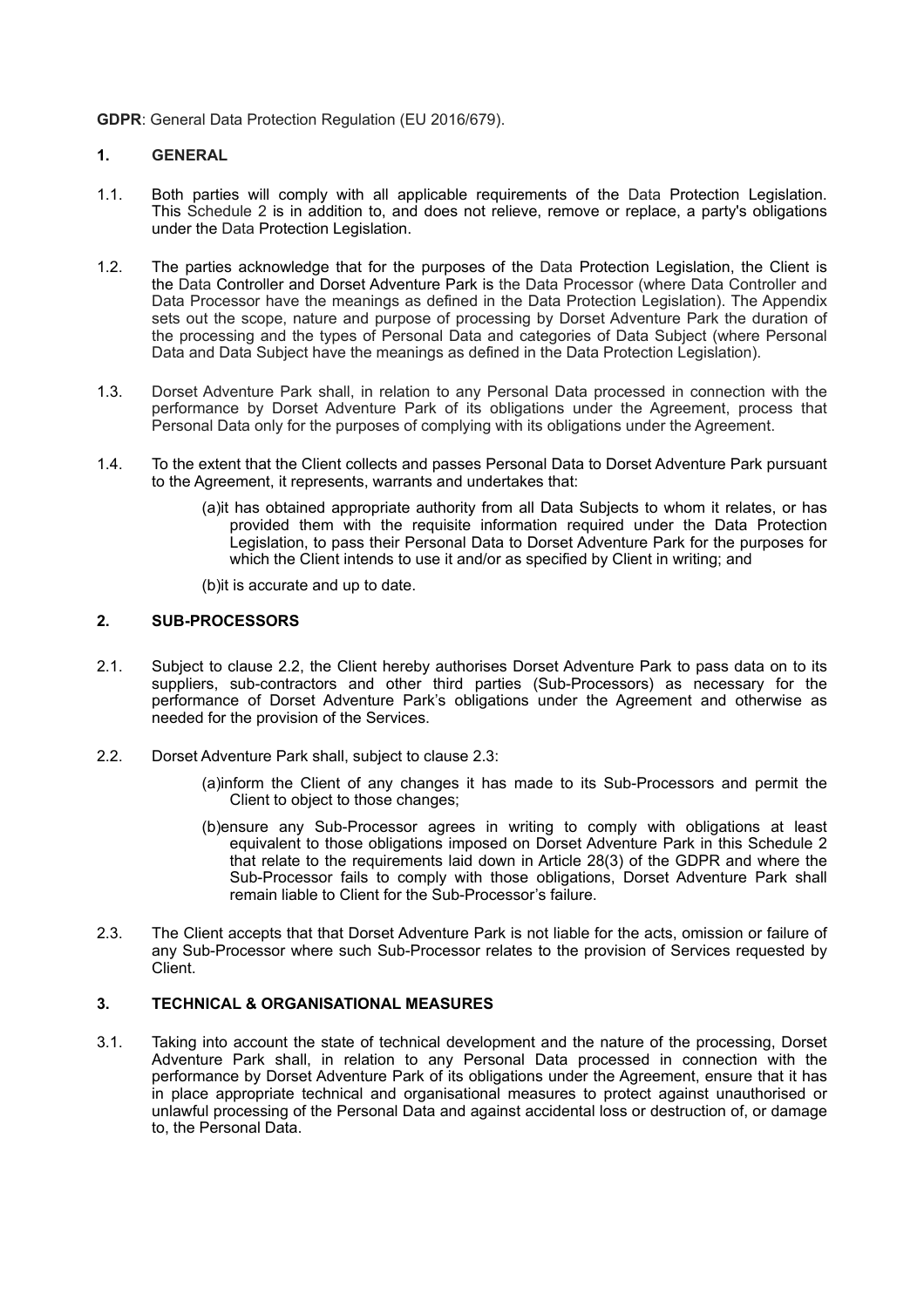**GDPR**: General Data Protection Regulation (EU 2016/679).

## 1. GENERAL

1.1. Both parties will comply with all applicable requirements of the Data Protection Legislation. This Schedule 2 is in addition to, and does not relieve, remove or replace, a party's obligations under the Data Protection Legislation.

1.2. The parties acknowledge that for the purposes of the Data Protection Legislation, the Client is the Data Controller and Dorset Adventure Park is the Data Processor (where Data Controller and Data Processor have the meanings as defined in the Data Protection Legislation). The Appendix sets out the scope, nature and purpose of processing by Dorset Adventure Park the duration of the processing and the types of Personal Data and categories of Data Subject (where Personal Data and Data Subject have the meanings as defined in the Data Protection Legislation).

1.3. Dorset Adventure Park shall, in relation to any Personal Data processed in connection with the performance by Dorset Adventure Park of its obligations under the Agreement, process that Personal Data only for the purposes of complying with its obligations under the Agreement.

1.4. To the extent that the Client collects and passes Personal Data to Dorset Adventure Park pursuant to the Agreement, it represents, warrants and undertakes that:

(a) it has obtained appropriate authority from all Data Subjects to whom it relates, or has provided them with the requisite information required under the Data Protection Legislation, to pass their Personal Data to Dorset Adventure Park for the purposes for which the Client intends to use it and/or as specified by Client in writing; and

(b) it is accurate and up to date.

## 2. SUB-PROCESSORS

2.1. Subject to clause 2.2, the Client hereby authorises Dorset Adventure Park to pass data on to its suppliers, sub-contractors and other third parties (Sub-Processors) as necessary for the performance of Dorset Adventure Park's obligations under the Agreement and otherwise as needed for the provision of the Services.

2.2. Dorset Adventure Park shall, subject to clause 2.3:

(a) inform the Client of any changes it has made to its Sub-Processors and permit the Client to object to those changes;

(b) ensure any Sub-Processor agrees in writing to comply with obligations at least equivalent to those obligations imposed on Dorset Adventure Park in this Schedule 2 that relate to the requirements laid down in Article 28(3) of the GDPR and where the Sub-Processor fails to comply with those obligations, Dorset Adventure Park shall remain liable to Client for the Sub-Processor's failure.

2.3. The Client accepts that that Dorset Adventure Park is not liable for the acts, omission or failure of any Sub-Processor where such Sub-Processor relates to the provision of Services requested by Client.

## 3. TECHNICAL & ORGANISATIONAL MEASURES

3.1. Taking into account the state of technical development and the nature of the processing, Dorset Adventure Park shall, in relation to any Personal Data processed in connection with the performance by Dorset Adventure Park of its obligations under the Agreement, ensure that it has in place appropriate technical and organisational measures to protect against unauthorised or unlawful processing of the Personal Data and against accidental loss or destruction of, or damage to, the Personal Data.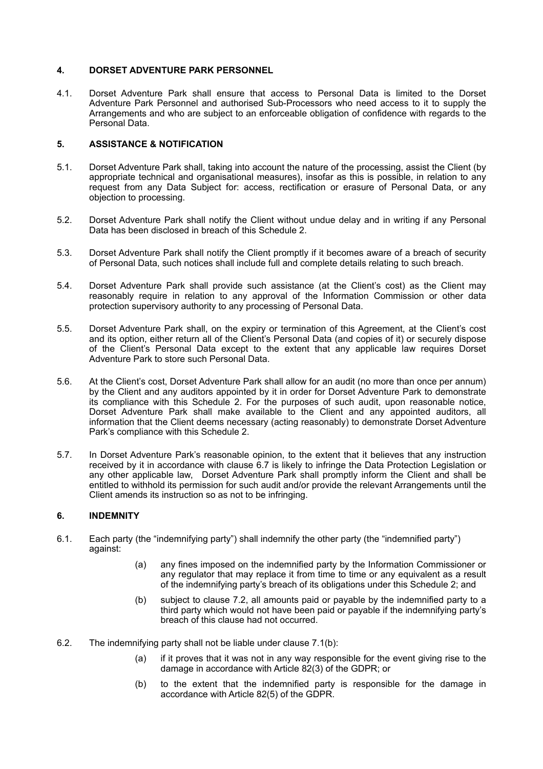## 4. DORSET ADVENTURE PARK PERSONNEL

4.1. Dorset Adventure Park shall ensure that access to Personal Data is limited to the Dorset Adventure Park Personnel and authorised Sub-Processors who need access to it to supply the Arrangements and who are subject to an enforceable obligation of confidence with regards to the Personal Data.

## 5. ASSISTANCE & NOTIFICATION

5.1. Dorset Adventure Park shall, taking into account the nature of the processing, assist the Client (by appropriate technical and organisational measures), insofar as this is possible, in relation to any request from any Data Subject for: access, rectification or erasure of Personal Data, or any objection to processing.

5.2. Dorset Adventure Park shall notify the Client without undue delay and in writing if any Personal Data has been disclosed in breach of this Schedule 2.

5.3. Dorset Adventure Park shall notify the Client promptly if it becomes aware of a breach of security of Personal Data, such notices shall include full and complete details relating to such breach.

5.4. Dorset Adventure Park shall provide such assistance (at the Client's cost) as the Client may reasonably require in relation to any approval of the Information Commission or other data protection supervisory authority to any processing of Personal Data.

5.5. Dorset Adventure Park shall, on the expiry or termination of this Agreement, at the Client's cost and its option, either return all of the Client's Personal Data (and copies of it) or securely dispose of the Client's Personal Data except to the extent that any applicable law requires Dorset Adventure Park to store such Personal Data.

5.6. At the Client's cost, Dorset Adventure Park shall allow for an audit (no more than once per annum) by the Client and any auditors appointed by it in order for Dorset Adventure Park to demonstrate its compliance with this Schedule 2. For the purposes of such audit, upon reasonable notice, Dorset Adventure Park shall make available to the Client and any appointed auditors, all information that the Client deems necessary (acting reasonably) to demonstrate Dorset Adventure Park's compliance with this Schedule 2.

5.7. In Dorset Adventure Park's reasonable opinion, to the extent that it believes that any instruction received by it in accordance with clause 6.7 is likely to infringe the Data Protection Legislation or any other applicable law, Dorset Adventure Park shall promptly inform the Client and shall be entitled to withhold its permission for such audit and/or provide the relevant Arrangements until the Client amends its instruction so as not to be infringing.

## 6. INDEMNITY

6.1. Each party (the "indemnifying party") shall indemnify the other party (the "indemnified party") against:

(a) any fines imposed on the indemnified party by the Information Commissioner or any regulator that may replace it from time to time or any equivalent as a result of the indemnifying party's breach of its obligations under this Schedule 2; and

(b) subject to clause 7.2, all amounts paid or payable by the indemnified party to a third party which would not have been paid or payable if the indemnifying party's breach of this clause had not occurred.

6.2. The indemnifying party shall not be liable under clause 7.1(b):

(a) if it proves that it was not in any way responsible for the event giving rise to the damage in accordance with Article 82(3) of the GDPR; or

(b) to the extent that the indemnified party is responsible for the damage in accordance with Article 82(5) of the GDPR.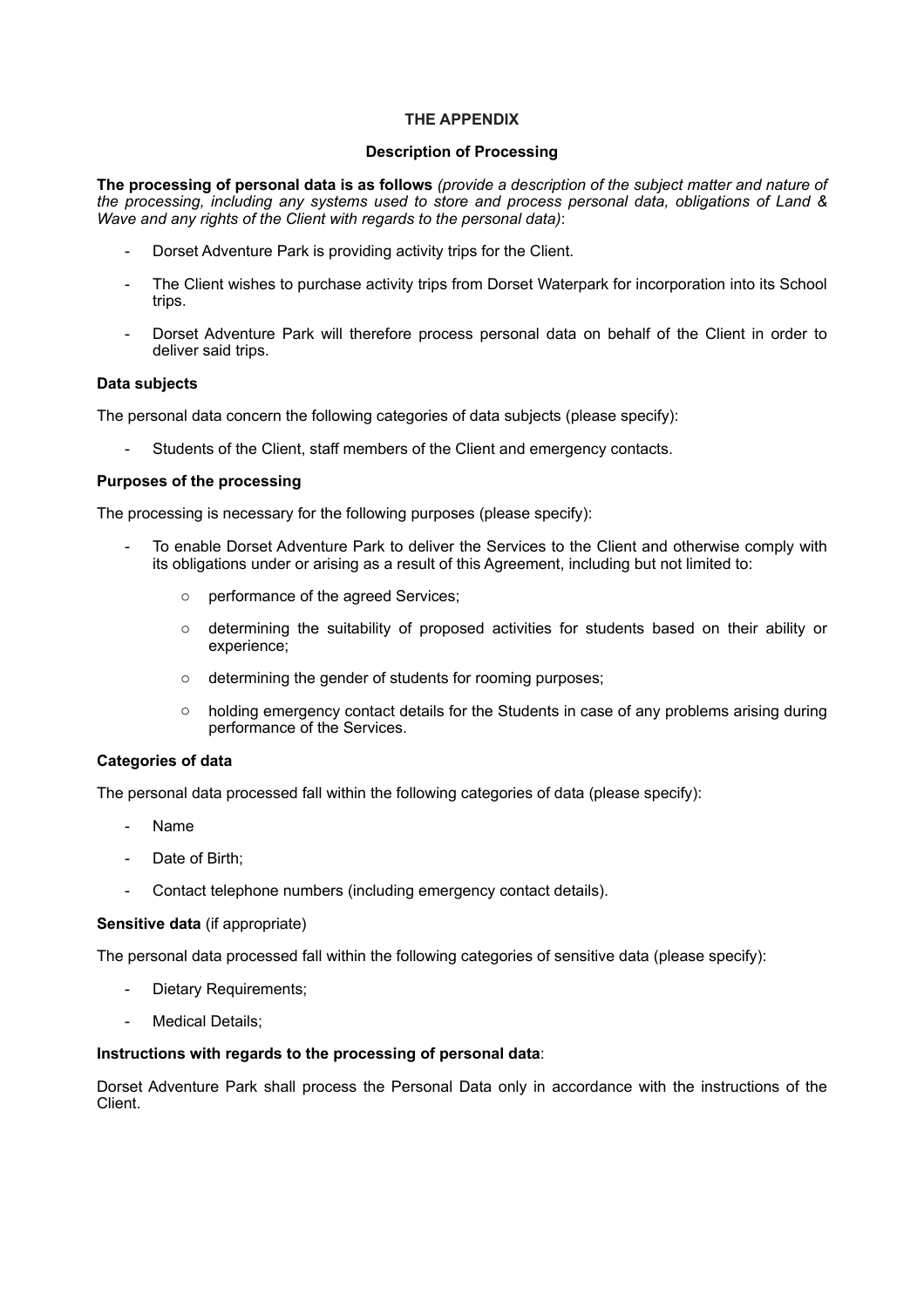## THE APPENDIX

### Description of Processing

**The processing of personal data is as follows** *(provide a description of the subject matter and nature of the processing, including any systems used to store and process personal data, obligations of Land & Wave and any rights of the Client with regards to the personal data)*:

- Dorset Adventure Park is providing activity trips for the Client.
- The Client wishes to purchase activity trips from Dorset Waterpark for incorporation into its School trips.
- Dorset Adventure Park will therefore process personal data on behalf of the Client in order to deliver said trips.

**Data subjects**

The personal data concern the following categories of data subjects (please specify):

- Students of the Client, staff members of the Client and emergency contacts.

**Purposes of the processing**

The processing is necessary for the following purposes (please specify):

- To enable Dorset Adventure Park to deliver the Services to the Client and otherwise comply with its obligations under or arising as a result of this Agreement, including but not limited to:
    - performance of the agreed Services;
    - determining the suitability of proposed activities for students based on their ability or experience;
    - determining the gender of students for rooming purposes;
    - holding emergency contact details for the Students in case of any problems arising during performance of the Services.

**Categories of data**

The personal data processed fall within the following categories of data (please specify):

- Name
- Date of Birth;
- Contact telephone numbers (including emergency contact details).

**Sensitive data** (if appropriate)

The personal data processed fall within the following categories of sensitive data (please specify):

- Dietary Requirements;
- Medical Details;

**Instructions with regards to the processing of personal data**:

Dorset Adventure Park shall process the Personal Data only in accordance with the instructions of the Client.